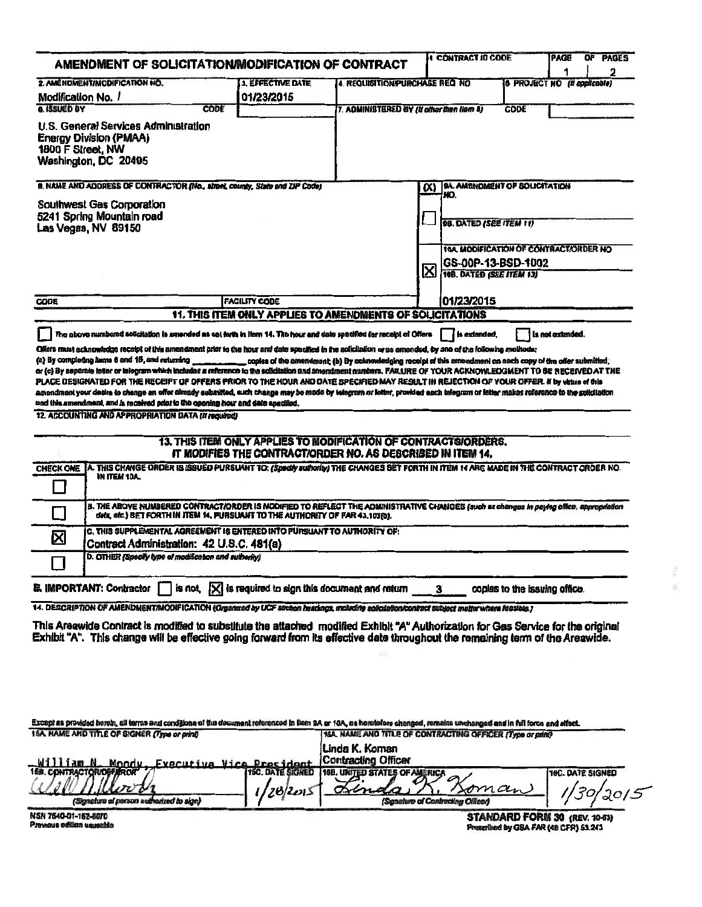# AMENDMENT OF SOLICITATION/MODIFICATION OF CONTRACT

| 1. CONTRACT ID CODE | PAGE 1 OF PAGES 2 |
|---|---|

| 2. AMENDMENT/MODIFICATION NO. | 3. EFFECTIVE DATE | 4. REQUISITION/PURCHASE REQ. NO. | 5. PROJECT NO. (If applicable) |
|---|---|---|---|
| Modification No. 1 | 01/23/2015 | | |

**6. ISSUED BY** CODE

U.S. General Services Administration
Energy Division (PMAA)
1800 F Street, NW
Washington, DC 20405

**7. ADMINISTERED BY (If other than Item 6)** CODE

**8. NAME AND ADDRESS OF CONTRACTOR (No., street, county, State and ZIP Code)**

Southwest Gas Corporation
5241 Spring Mountain road
Las Vegas, NV 89150

CODE | FACILITY CODE

(X)

- [ ] 9A. AMENDMENT OF SOLICITATION NO.
- 9B. DATED (SEE ITEM 11)
- [X] 10A. MODIFICATION OF CONTRACT/ORDER NO. GS-00P-13-BSD-1002
- 10B. DATED (SEE ITEM 13) 01/23/2015

## 11. THIS ITEM ONLY APPLIES TO AMENDMENTS OF SOLICITATIONS

[ ] The above numbered solicitation is amended as set forth in Item 14. The hour and date specified for receipt of Offers [ ] is extended, [ ] is not extended.

Offers must acknowledge receipt of this amendment prior to the hour and date specified in the solicitation or as amended, by one of the following methods:
(a) By completing Items 8 and 15, and returning ________ copies of the amendment; (b) By acknowledging receipt of this amendment on each copy of the offer submitted; or (c) By separate letter or telegram which includes a reference to the solicitation and amendment numbers. FAILURE OF YOUR ACKNOWLEDGMENT TO BE RECEIVED AT THE PLACE DESIGNATED FOR THE RECEIPT OF OFFERS PRIOR TO THE HOUR AND DATE SPECIFIED MAY RESULT IN REJECTION OF YOUR OFFER. If by virtue of this amendment your desire to change an offer already submitted, such change may be made by telegram or letter, provided each telegram or letter makes reference to the solicitation and this amendment, and is received prior to the opening hour and date specified.

**12. ACCOUNTING AND APPROPRIATION DATA (If required)**

## 13. THIS ITEM ONLY APPLIES TO MODIFICATION OF CONTRACTS/ORDERS. IT MODIFIES THE CONTRACT/ORDER NO. AS DESCRIBED IN ITEM 14.

| CHECK ONE | |
|---|---|
| [ ] | A. THIS CHANGE ORDER IS ISSUED PURSUANT TO: (Specify authority) THE CHANGES SET FORTH IN ITEM 14 ARE MADE IN THE CONTRACT ORDER NO. IN ITEM 10A. |
| [ ] | B. THE ABOVE NUMBERED CONTRACT/ORDER IS MODIFIED TO REFLECT THE ADMINISTRATIVE CHANGES (such as changes in paying office, appropriation date, etc.) SET FORTH IN ITEM 14, PURSUANT TO THE AUTHORITY OF FAR 43.103(b). |
| [X] | C. THIS SUPPLEMENTAL AGREEMENT IS ENTERED INTO PURSUANT TO AUTHORITY OF: Contract Administration: 42 U.S.C. 481(a) |
| [ ] | D. OTHER (Specify type of modification and authority) |

**E. IMPORTANT:** Contractor [ ] is not, [X] is required to sign this document and return 3 copies to the issuing office.

**14. DESCRIPTION OF AMENDMENT/MODIFICATION** (Organized by UCF section headings, including solicitation/contract subject matter where feasible.)

This Areawide Contract is modified to substitute the attached modified Exhibit "A" Authorization for Gas Service for the original Exhibit "A". This change will be effective going forward from its effective date throughout the remaining term of the Areawide.

Except as provided herein, all terms and conditions of the document referenced in Item 9A or 10A, as heretofore changed, remains unchanged and in full force and effect.

| 15A. NAME AND TITLE OF SIGNER (Type or print) | | 16A. NAME AND TITLE OF CONTRACTING OFFICER (Type or print) | |
|---|---|---|---|
| William N. Moody, Executive Vice President | | Linda K. Koman, Contracting Officer | |
| 15B. CONTRACTOR/OFFEROR | 15C. DATE SIGNED | 16B. UNITED STATES OF AMERICA | 16C. DATE SIGNED |
| (signature) (Signature of person authorized to sign) | 1/28/2015 | Linda K. Koman (Signature of Contracting Officer) | 1/30/2015 |

NSN 7540-01-152-8070
Previous edition unusable

STANDARD FORM 30 (REV. 10-83)
Prescribed by GSA FAR (48 CFR) 53.243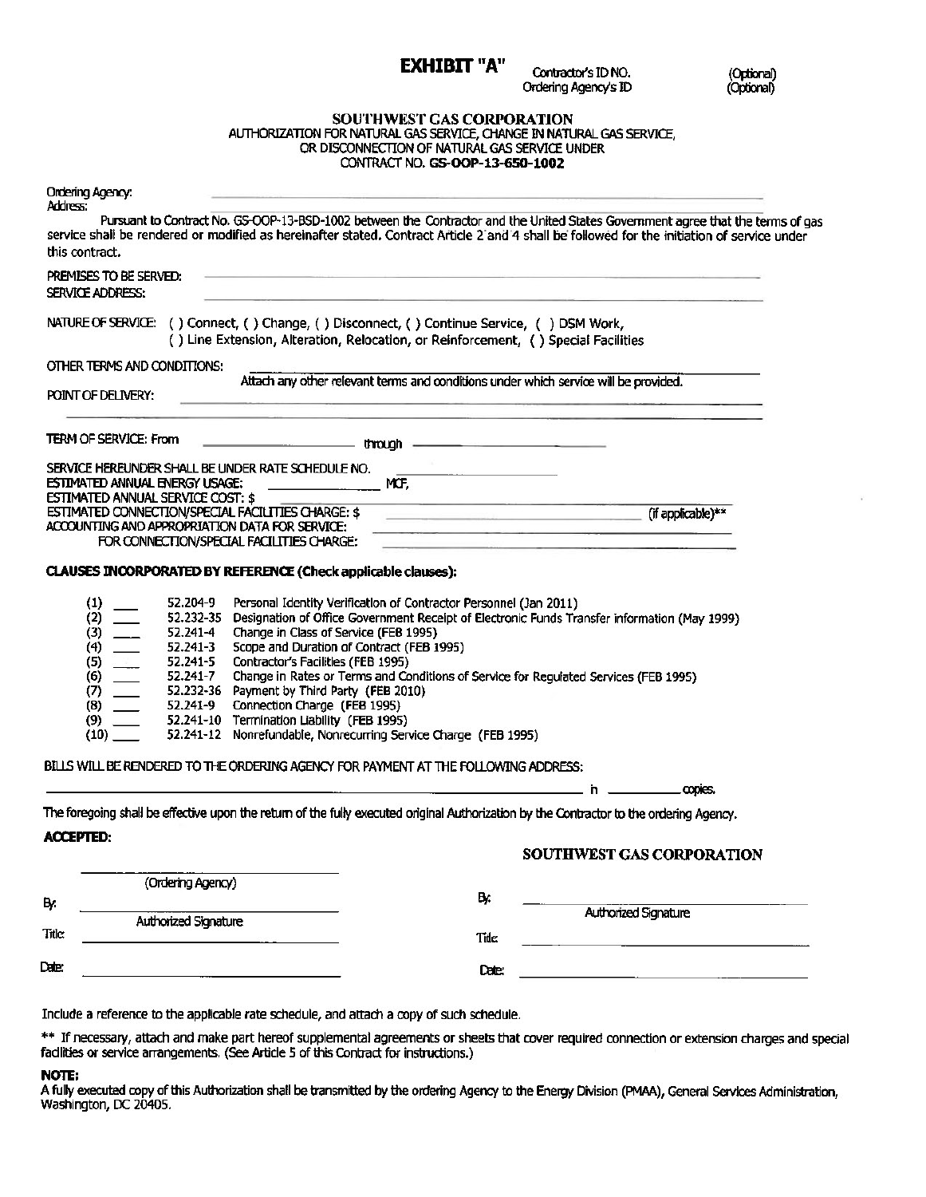# EXHIBIT "A"

Contractor's ID NO. (Optional)
Ordering Agency's ID (Optional)

**SOUTHWEST GAS CORPORATION**
AUTHORIZATION FOR NATURAL GAS SERVICE, CHANGE IN NATURAL GAS SERVICE, OR DISCONNECTION OF NATURAL GAS SERVICE UNDER
CONTRACT NO. **GS-OOP-13-650-1002**

Ordering Agency: ______________________________
Address:

Pursuant to Contract No. GS-OOP-13-BSD-1002 between the Contractor and the United States Government agree that the terms of gas service shall be rendered or modified as hereinafter stated. Contract Article 2 and 4 shall be followed for the initiation of service under this contract.

PREMISES TO BE SERVED: ______________________________
SERVICE ADDRESS: ______________________________

NATURE OF SERVICE: ( ) Connect, ( ) Change, ( ) Disconnect, ( ) Continue Service, ( ) DSM Work,
( ) Line Extension, Alteration, Relocation, or Reinforcement, ( ) Special Facilities

OTHER TERMS AND CONDITIONS: ______________________________
Attach any other relevant terms and conditions under which service will be provided.

POINT OF DELIVERY: ______________________________

TERM OF SERVICE: From ______________ through ______________

SERVICE HEREUNDER SHALL BE UNDER RATE SCHEDULE NO. ______________
ESTIMATED ANNUAL ENERGY USAGE: ______________ MCF,
ESTIMATED ANNUAL SERVICE COST: $ ______________
ESTIMATED CONNECTION/SPECIAL FACILITIES CHARGE: $ ______________ (if applicable)**
ACCOUNTING AND APPROPRIATION DATA FOR SERVICE: ______________
FOR CONNECTION/SPECIAL FACILITIES CHARGE: ______________

**CLAUSES INCORPORATED BY REFERENCE (Check applicable clauses):**

(1) ___ 52.204-9 Personal Identity Verification of Contractor Personnel (Jan 2011)
(2) ___ 52.232-35 Designation of Office Government Receipt of Electronic Funds Transfer information (May 1999)
(3) ___ 52.241-4 Change in Class of Service (FEB 1995)
(4) ___ 52.241-3 Scope and Duration of Contract (FEB 1995)
(5) ___ 52.241-5 Contractor's Facilities (FEB 1995)
(6) ___ 52.241-7 Change in Rates or Terms and Conditions of Service for Regulated Services (FEB 1995)
(7) ___ 52.232-36 Payment by Third Party (FEB 2010)
(8) ___ 52.241-9 Connection Charge (FEB 1995)
(9) ___ 52.241-10 Termination Liability (FEB 1995)
(10) ___ 52.241-12 Nonrefundable, Nonrecurring Service Charge (FEB 1995)

BILLS WILL BE RENDERED TO THE ORDERING AGENCY FOR PAYMENT AT THE FOLLOWING ADDRESS:

______________________________ in ______ copies.

The foregoing shall be effective upon the return of the fully executed original Authorization by the Contractor to the ordering Agency.

**ACCEPTED:**

**SOUTHWEST GAS CORPORATION**

______________________________
(Ordering Agency)

By: ______________________________
Authorized Signature

Title: ______________________________

Date: ______________________________

By: ______________________________
Authorized Signature

Title: ______________________________

Date: ______________________________

Include a reference to the applicable rate schedule, and attach a copy of such schedule.

** If necessary, attach and make part hereof supplemental agreements or sheets that cover required connection or extension charges and special facilities or service arrangements. (See Article 5 of this Contract for instructions.)

**NOTE:**
A fully executed copy of this Authorization shall be transmitted by the ordering Agency to the Energy Division (PMAA), General Services Administration, Washington, DC 20405.